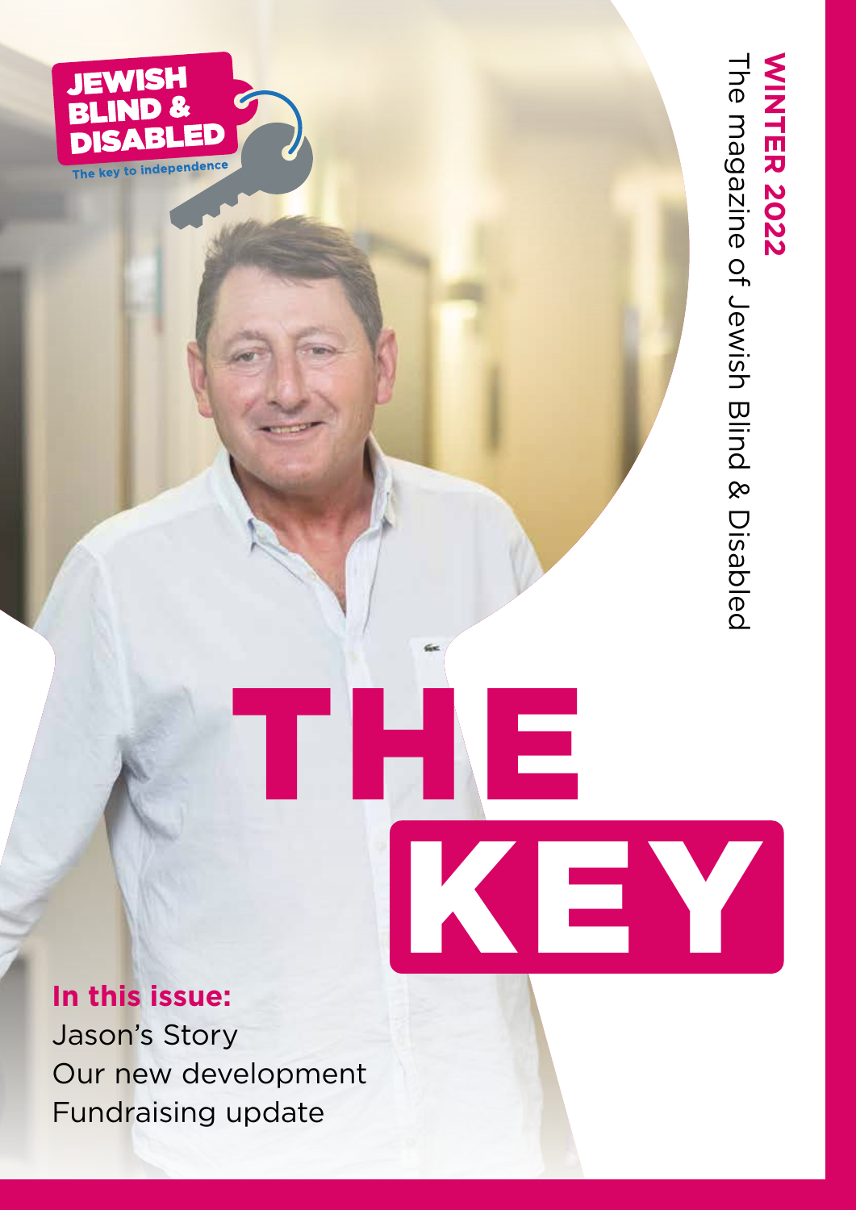JEWISH BLIND & DISABLED

The key to independence

**WINTER 2022**

The magazine of Jewish Blind & Disabled

# THE KEY

**In this issue:**

Jason's Story

Our new development

Fundraising update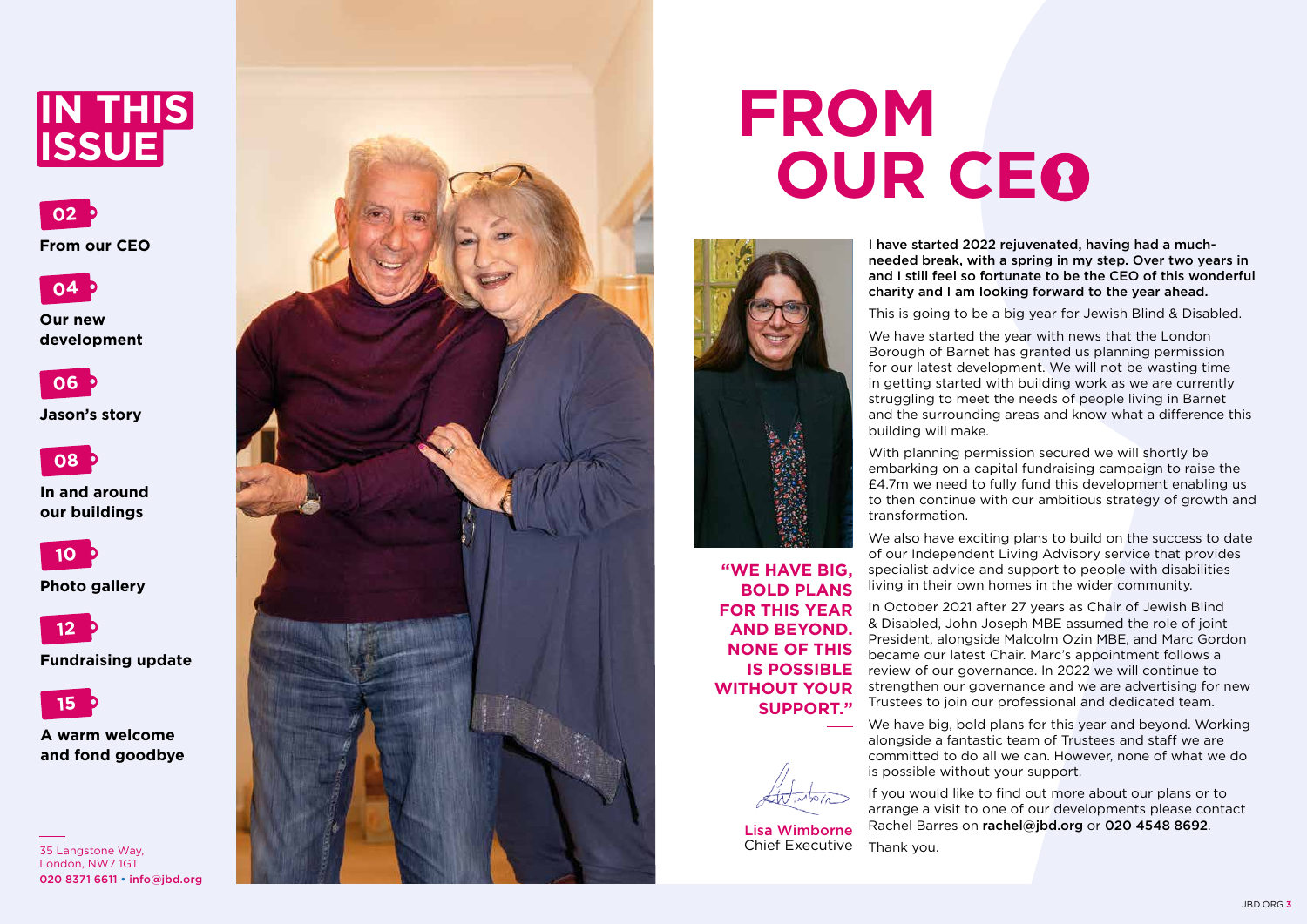# IN THIS ISSUE

**02** From our CEO

**04** Our new development

**06** Jason's story

**08** In and around our buildings

**10** Photo gallery

**12** Fundraising update

**15** A warm welcome and fond goodbye

35 Langstone Way, London, NW7 1GT
020 8371 6611 • info@jbd.org

# FROM OUR CEO

**"WE HAVE BIG, BOLD PLANS FOR THIS YEAR AND BEYOND. NONE OF THIS IS POSSIBLE WITHOUT YOUR SUPPORT."**

**I have started 2022 rejuvenated, having had a much-needed break, with a spring in my step. Over two years in and I still feel so fortunate to be the CEO of this wonderful charity and I am looking forward to the year ahead.**

This is going to be a big year for Jewish Blind & Disabled.

We have started the year with news that the London Borough of Barnet has granted us planning permission for our latest development. We will not be wasting time in getting started with building work as we are currently struggling to meet the needs of people living in Barnet and the surrounding areas and know what a difference this building will make.

With planning permission secured we will shortly be embarking on a capital fundraising campaign to raise the £4.7m we need to fully fund this development enabling us to then continue with our ambitious strategy of growth and transformation.

We also have exciting plans to build on the success to date of our Independent Living Advisory service that provides specialist advice and support to people with disabilities living in their own homes in the wider community.

In October 2021 after 27 years as Chair of Jewish Blind & Disabled, John Joseph MBE assumed the role of joint President, alongside Malcolm Ozin MBE, and Marc Gordon became our latest Chair. Marc's appointment follows a review of our governance. In 2022 we will continue to strengthen our governance and we are advertising for new Trustees to join our professional and dedicated team.

We have big, bold plans for this year and beyond. Working alongside a fantastic team of Trustees and staff we are committed to do all we can. However, none of what we do is possible without your support.

If you would like to find out more about our plans or to arrange a visit to one of our developments please contact Rachel Barres on **rachel@jbd.org** or **020 4548 8692**.

Thank you.

Lisa Wimborne
Chief Executive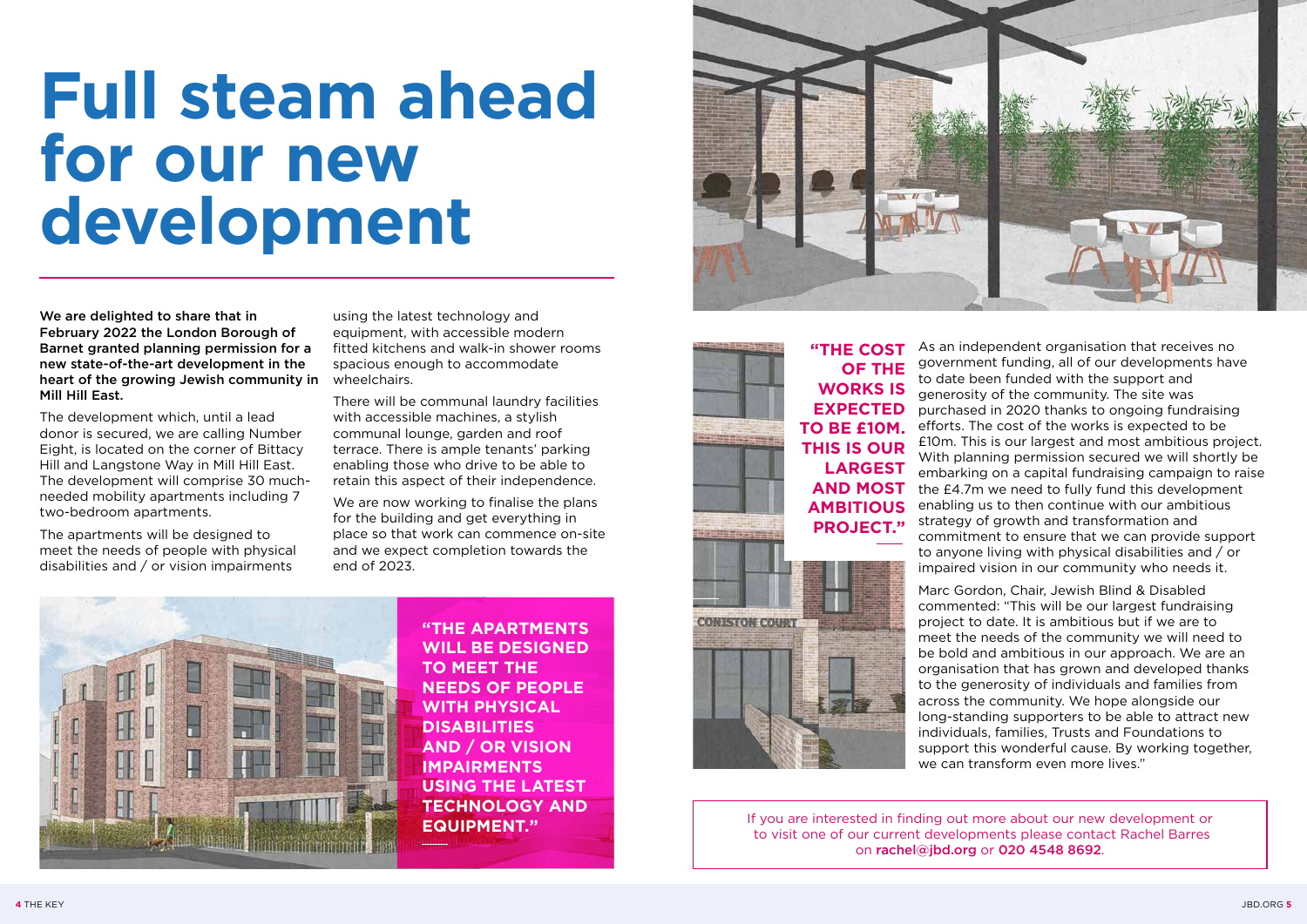# Full steam ahead for our new development

**We are delighted to share that in February 2022 the London Borough of Barnet granted planning permission for a new state-of-the-art development in the heart of the growing Jewish community in Mill Hill East.**

The development which, until a lead donor is secured, we are calling Number Eight, is located on the corner of Bittacy Hill and Langstone Way in Mill Hill East. The development will comprise 30 much-needed mobility apartments including 7 two-bedroom apartments.

The apartments will be designed to meet the needs of people with physical disabilities and / or vision impairments using the latest technology and equipment, with accessible modern fitted kitchens and walk-in shower rooms spacious enough to accommodate wheelchairs.

There will be communal laundry facilities with accessible machines, a stylish communal lounge, garden and roof terrace. There is ample tenants' parking enabling those who drive to be able to retain this aspect of their independence.

We are now working to finalise the plans for the building and get everything in place so that work can commence on-site and we expect completion towards the end of 2023.

**"THE APARTMENTS WILL BE DESIGNED TO MEET THE NEEDS OF PEOPLE WITH PHYSICAL DISABILITIES AND / OR VISION IMPAIRMENTS USING THE LATEST TECHNOLOGY AND EQUIPMENT."**

**"THE COST OF THE WORKS IS EXPECTED TO BE £10M. THIS IS OUR LARGEST AND MOST AMBITIOUS PROJECT."**

As an independent organisation that receives no government funding, all of our developments have to date been funded with the support and generosity of the community. The site was purchased in 2020 thanks to ongoing fundraising efforts. The cost of the works is expected to be £10m. This is our largest and most ambitious project. With planning permission secured we will shortly be embarking on a capital fundraising campaign to raise the £4.7m we need to fully fund this development enabling us to then continue with our ambitious strategy of growth and transformation and commitment to ensure that we can provide support to anyone living with physical disabilities and / or impaired vision in our community who needs it.

Marc Gordon, Chair, Jewish Blind & Disabled commented: "This will be our largest fundraising project to date. It is ambitious but if we are to meet the needs of the community we will need to be bold and ambitious in our approach. We are an organisation that has grown and developed thanks to the generosity of individuals and families from across the community. We hope alongside our long-standing supporters to be able to attract new individuals, families, Trusts and Foundations to support this wonderful cause. By working together, we can transform even more lives."

If you are interested in finding out more about our new development or to visit one of our current developments please contact Rachel Barres on rachel@jbd.org or 020 4548 8692.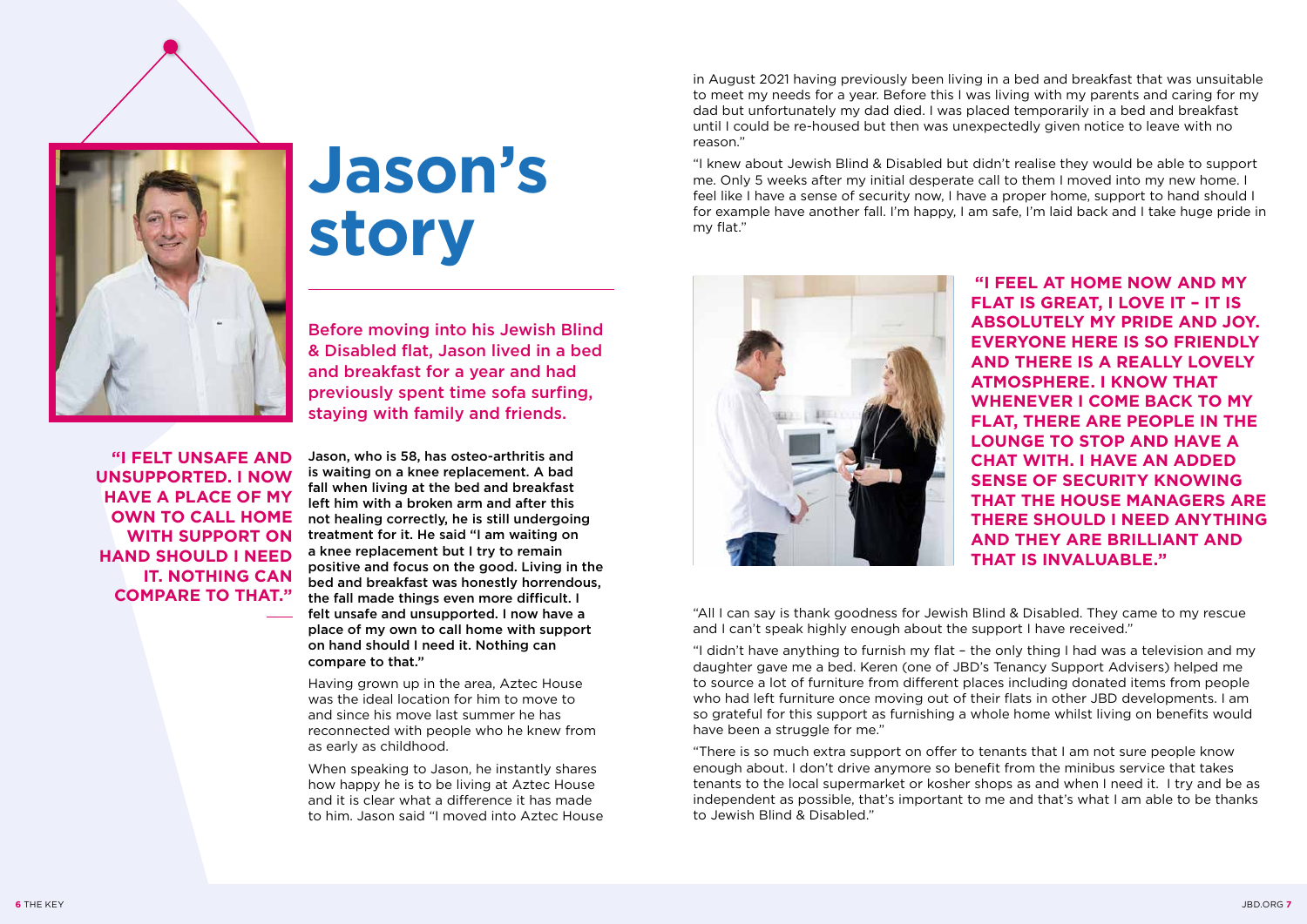# Jason's story

Before moving into his Jewish Blind & Disabled flat, Jason lived in a bed and breakfast for a year and had previously spent time sofa surfing, staying with family and friends.

**"I FELT UNSAFE AND UNSUPPORTED. I NOW HAVE A PLACE OF MY OWN TO CALL HOME WITH SUPPORT ON HAND SHOULD I NEED IT. NOTHING CAN COMPARE TO THAT."**

**Jason, who is 58, has osteo-arthritis and is waiting on a knee replacement. A bad fall when living at the bed and breakfast left him with a broken arm and after this not healing correctly, he is still undergoing treatment for it. He said "I am waiting on a knee replacement but I try to remain positive and focus on the good. Living in the bed and breakfast was honestly horrendous, the fall made things even more difficult. I felt unsafe and unsupported. I now have a place of my own to call home with support on hand should I need it. Nothing can compare to that."**

Having grown up in the area, Aztec House was the ideal location for him to move to and since his move last summer he has reconnected with people who he knew from as early as childhood.

When speaking to Jason, he instantly shares how happy he is to be living at Aztec House and it is clear what a difference it has made to him. Jason said "I moved into Aztec House in August 2021 having previously been living in a bed and breakfast that was unsuitable to meet my needs for a year. Before this I was living with my parents and caring for my dad but unfortunately my dad died. I was placed temporarily in a bed and breakfast until I could be re-housed but then was unexpectedly given notice to leave with no reason."

"I knew about Jewish Blind & Disabled but didn't realise they would be able to support me. Only 5 weeks after my initial desperate call to them I moved into my new home. I feel like I have a sense of security now, I have a proper home, support to hand should I for example have another fall. I'm happy, I am safe, I'm laid back and I take huge pride in my flat."

**"I FEEL AT HOME NOW AND MY FLAT IS GREAT, I LOVE IT – IT IS ABSOLUTELY MY PRIDE AND JOY. EVERYONE HERE IS SO FRIENDLY AND THERE IS A REALLY LOVELY ATMOSPHERE. I KNOW THAT WHENEVER I COME BACK TO MY FLAT, THERE ARE PEOPLE IN THE LOUNGE TO STOP AND HAVE A CHAT WITH. I HAVE AN ADDED SENSE OF SECURITY KNOWING THAT THE HOUSE MANAGERS ARE THERE SHOULD I NEED ANYTHING AND THEY ARE BRILLIANT AND THAT IS INVALUABLE."**

"All I can say is thank goodness for Jewish Blind & Disabled. They came to my rescue and I can't speak highly enough about the support I have received."

"I didn't have anything to furnish my flat – the only thing I had was a television and my daughter gave me a bed. Keren (one of JBD's Tenancy Support Advisers) helped me to source a lot of furniture from different places including donated items from people who had left furniture once moving out of their flats in other JBD developments. I am so grateful for this support as furnishing a whole home whilst living on benefits would have been a struggle for me."

"There is so much extra support on offer to tenants that I am not sure people know enough about. I don't drive anymore so benefit from the minibus service that takes tenants to the local supermarket or kosher shops as and when I need it. I try and be as independent as possible, that's important to me and that's what I am able to be thanks to Jewish Blind & Disabled."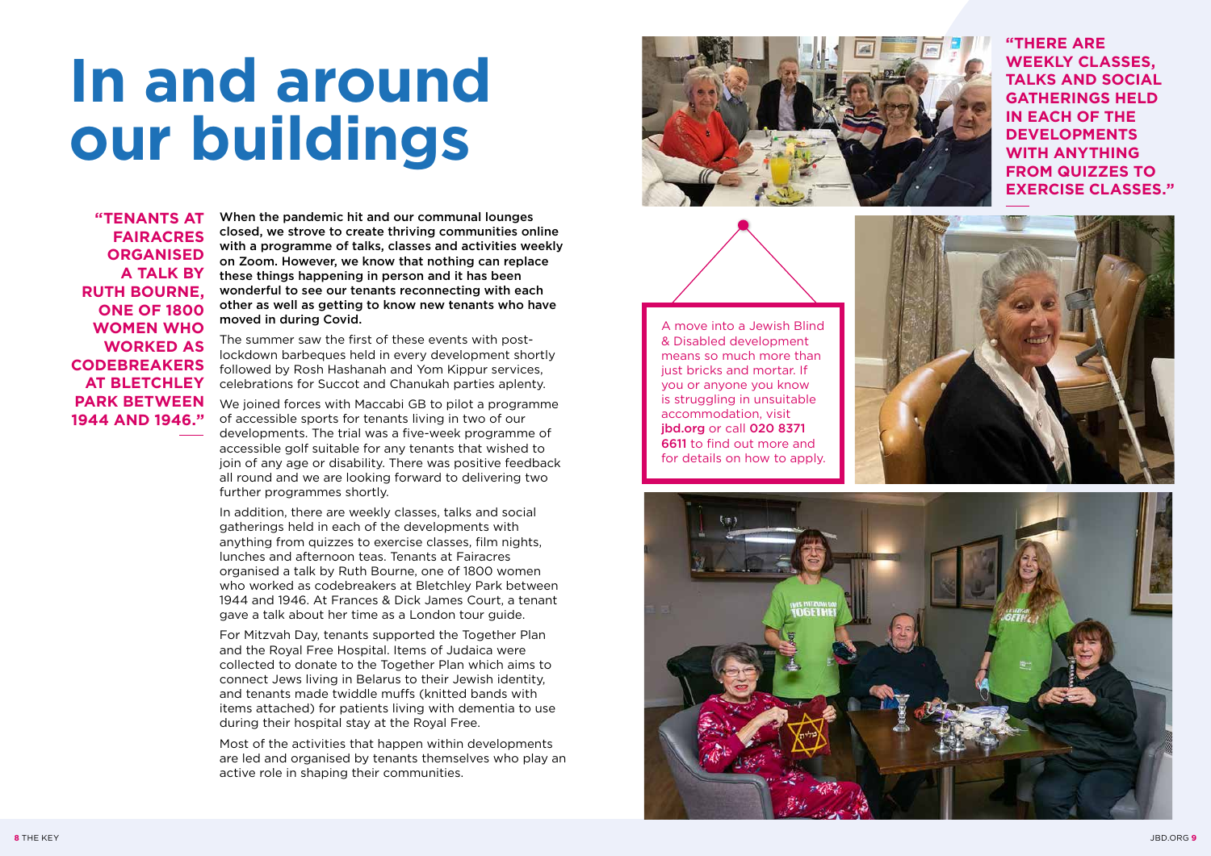# In and around our buildings

**"TENANTS AT FAIRACRES ORGANISED A TALK BY RUTH BOURNE, ONE OF 1800 WOMEN WHO WORKED AS CODEBREAKERS AT BLETCHLEY PARK BETWEEN 1944 AND 1946."**

**When the pandemic hit and our communal lounges closed, we strove to create thriving communities online with a programme of talks, classes and activities weekly on Zoom. However, we know that nothing can replace these things happening in person and it has been wonderful to see our tenants reconnecting with each other as well as getting to know new tenants who have moved in during Covid.**

The summer saw the first of these events with post-lockdown barbeques held in every development shortly followed by Rosh Hashanah and Yom Kippur services, celebrations for Succot and Chanukah parties aplenty.

We joined forces with Maccabi GB to pilot a programme of accessible sports for tenants living in two of our developments. The trial was a five-week programme of accessible golf suitable for any tenants that wished to join of any age or disability. There was positive feedback all round and we are looking forward to delivering two further programmes shortly.

In addition, there are weekly classes, talks and social gatherings held in each of the developments with anything from quizzes to exercise classes, film nights, lunches and afternoon teas. Tenants at Fairacres organised a talk by Ruth Bourne, one of 1800 women who worked as codebreakers at Bletchley Park between 1944 and 1946. At Frances & Dick James Court, a tenant gave a talk about her time as a London tour guide.

For Mitzvah Day, tenants supported the Together Plan and the Royal Free Hospital. Items of Judaica were collected to donate to the Together Plan which aims to connect Jews living in Belarus to their Jewish identity, and tenants made twiddle muffs (knitted bands with items attached) for patients living with dementia to use during their hospital stay at the Royal Free.

Most of the activities that happen within developments are led and organised by tenants themselves who play an active role in shaping their communities.

**"THERE ARE WEEKLY CLASSES, TALKS AND SOCIAL GATHERINGS HELD IN EACH OF THE DEVELOPMENTS WITH ANYTHING FROM QUIZZES TO EXERCISE CLASSES."**

A move into a Jewish Blind & Disabled development means so much more than just bricks and mortar. If you or anyone you know is struggling in unsuitable accommodation, visit **jbd.org** or call **020 8371 6611** to find out more and for details on how to apply.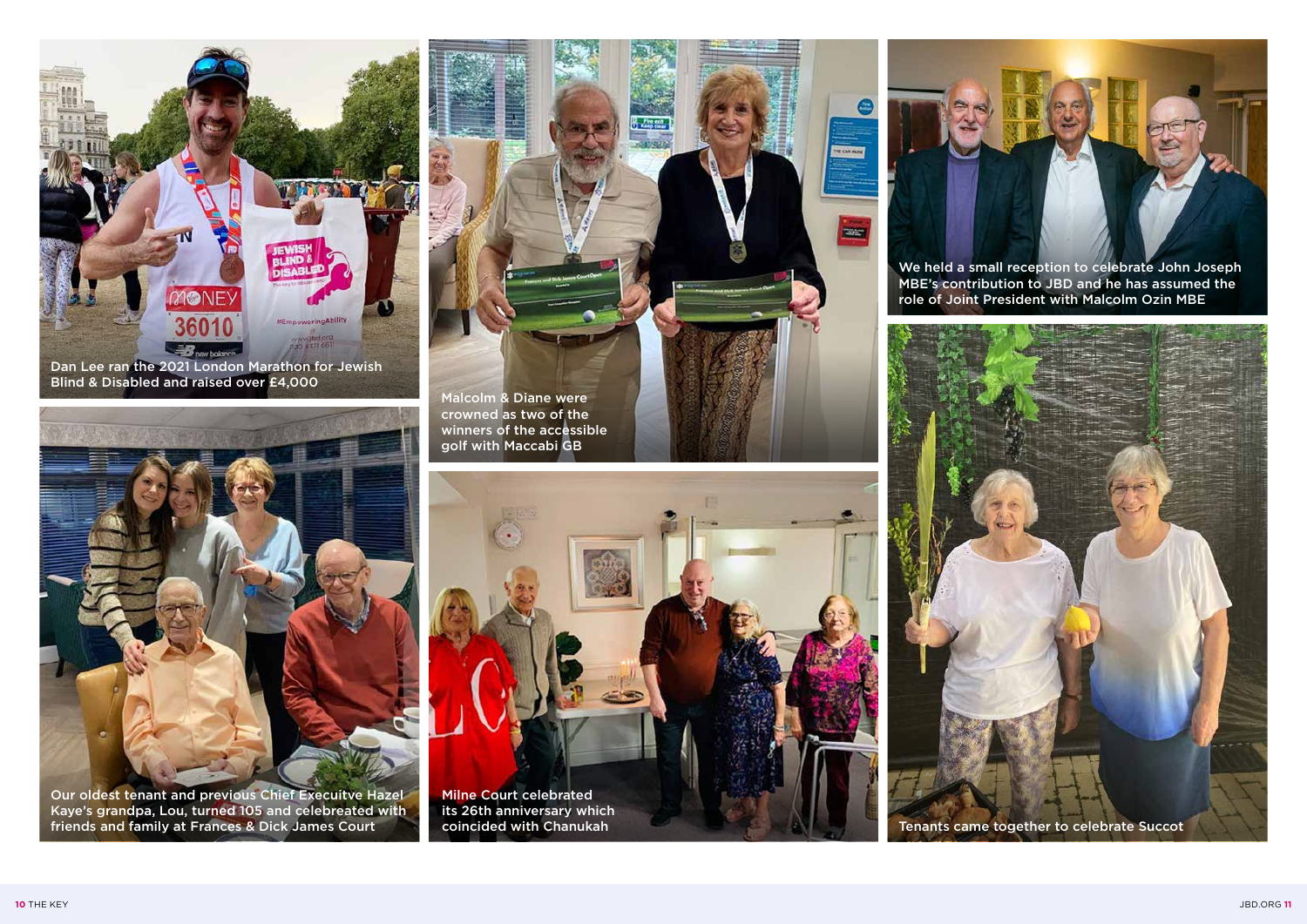Dan Lee ran the 2021 London Marathon for Jewish Blind & Disabled and raised over £4,000

Malcolm & Diane were crowned as two of the winners of the accessible golf with Maccabi GB

We held a small reception to celebrate John Joseph MBE's contribution to JBD and he has assumed the role of Joint President with Malcolm Ozin MBE

Our oldest tenant and previous Chief Execuitve Hazel Kaye's grandpa, Lou, turned 105 and celebreated with friends and family at Frances & Dick James Court

Milne Court celebrated its 26th anniversary which coincided with Chanukah

Tenants came together to celebrate Succot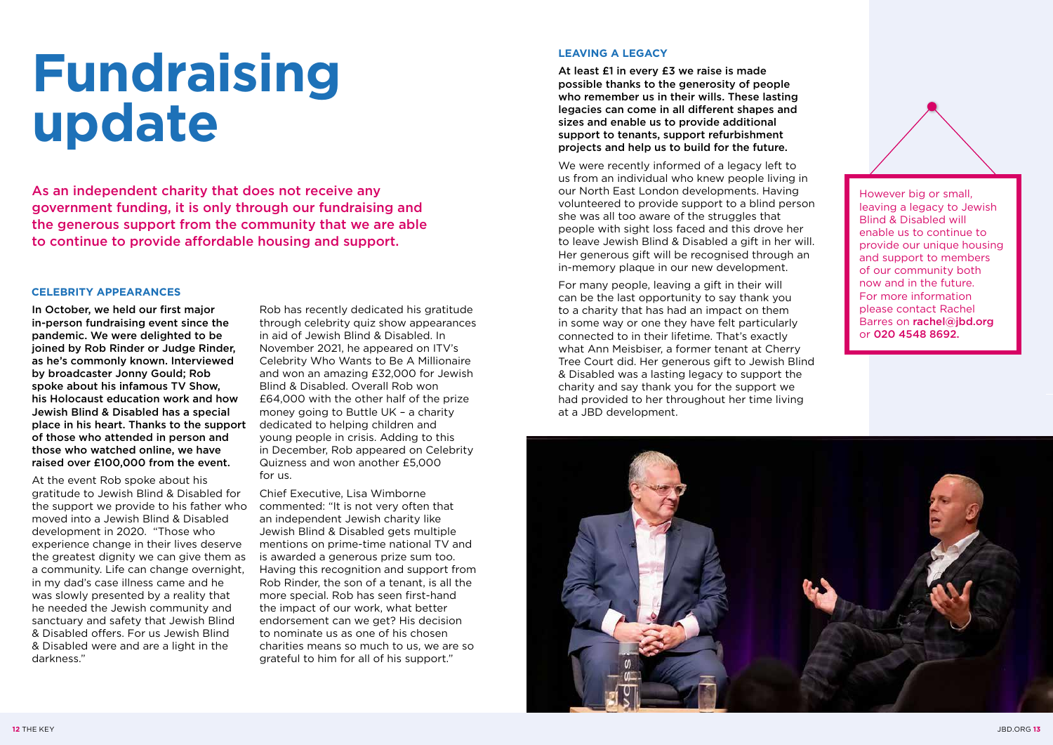# Fundraising update

As an independent charity that does not receive any government funding, it is only through our fundraising and the generous support from the community that we are able to continue to provide affordable housing and support.

### CELEBRITY APPEARANCES

**In October, we held our first major in-person fundraising event since the pandemic. We were delighted to be joined by Rob Rinder or Judge Rinder, as he's commonly known. Interviewed by broadcaster Jonny Gould; Rob spoke about his infamous TV Show, his Holocaust education work and how Jewish Blind & Disabled has a special place in his heart. Thanks to the support of those who attended in person and those who watched online, we have raised over £100,000 from the event.**

At the event Rob spoke about his gratitude to Jewish Blind & Disabled for the support we provide to his father who moved into a Jewish Blind & Disabled development in 2020. "Those who experience change in their lives deserve the greatest dignity we can give them as a community. Life can change overnight, in my dad's case illness came and he was slowly presented by a reality that he needed the Jewish community and sanctuary and safety that Jewish Blind & Disabled offers. For us Jewish Blind & Disabled were and are a light in the darkness."

Rob has recently dedicated his gratitude through celebrity quiz show appearances in aid of Jewish Blind & Disabled. In November 2021, he appeared on ITV's Celebrity Who Wants to Be A Millionaire and won an amazing £32,000 for Jewish Blind & Disabled. Overall Rob won £64,000 with the other half of the prize money going to Buttle UK – a charity dedicated to helping children and young people in crisis. Adding to this in December, Rob appeared on Celebrity Quizness and won another £5,000 for us.

Chief Executive, Lisa Wimborne commented: "It is not very often that an independent Jewish charity like Jewish Blind & Disabled gets multiple mentions on prime-time national TV and is awarded a generous prize sum too. Having this recognition and support from Rob Rinder, the son of a tenant, is all the more special. Rob has seen first-hand the impact of our work, what better endorsement can we get? His decision to nominate us as one of his chosen charities means so much to us, we are so grateful to him for all of his support."

### LEAVING A LEGACY

**At least £1 in every £3 we raise is made possible thanks to the generosity of people who remember us in their wills. These lasting legacies can come in all different shapes and sizes and enable us to provide additional support to tenants, support refurbishment projects and help us to build for the future.**

We were recently informed of a legacy left to us from an individual who knew people living in our North East London developments. Having volunteered to provide support to a blind person she was all too aware of the struggles that people with sight loss faced and this drove her to leave Jewish Blind & Disabled a gift in her will. Her generous gift will be recognised through an in-memory plaque in our new development.

For many people, leaving a gift in their will can be the last opportunity to say thank you to a charity that has had an impact on them in some way or one they have felt particularly connected to in their lifetime. That's exactly what Ann Meisbiser, a former tenant at Cherry Tree Court did. Her generous gift to Jewish Blind & Disabled was a lasting legacy to support the charity and say thank you for the support we had provided to her throughout her time living at a JBD development.

However big or small, leaving a legacy to Jewish Blind & Disabled will enable us to continue to provide our unique housing and support to members of our community both now and in the future. For more information please contact Rachel Barres on **rachel@jbd.org** or **020 4548 8692.**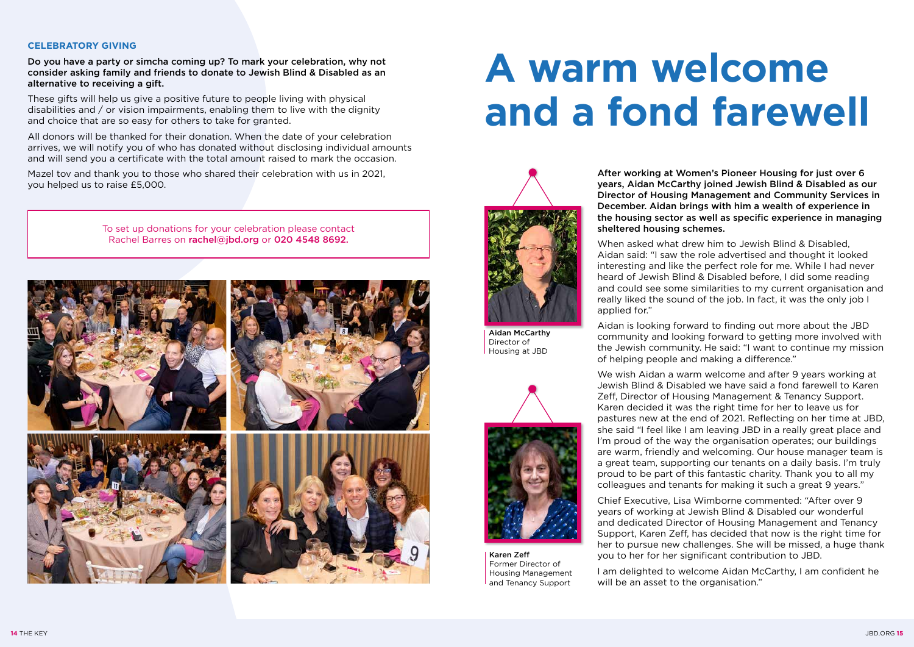## CELEBRATORY GIVING

**Do you have a party or simcha coming up? To mark your celebration, why not consider asking family and friends to donate to Jewish Blind & Disabled as an alternative to receiving a gift.**

These gifts will help us give a positive future to people living with physical disabilities and / or vision impairments, enabling them to live with the dignity and choice that are so easy for others to take for granted.

All donors will be thanked for their donation. When the date of your celebration arrives, we will notify you of who has donated without disclosing individual amounts and will send you a certificate with the total amount raised to mark the occasion.

Mazel tov and thank you to those who shared their celebration with us in 2021, you helped us to raise £5,000.

To set up donations for your celebration please contact Rachel Barres on **rachel@jbd.org** or **020 4548 8692.**

# A warm welcome and a fond farewell

**After working at Women's Pioneer Housing for just over 6 years, Aidan McCarthy joined Jewish Blind & Disabled as our Director of Housing Management and Community Services in December. Aidan brings with him a wealth of experience in the housing sector as well as specific experience in managing sheltered housing schemes.**

When asked what drew him to Jewish Blind & Disabled, Aidan said: "I saw the role advertised and thought it looked interesting and like the perfect role for me. While I had never heard of Jewish Blind & Disabled before, I did some reading and could see some similarities to my current organisation and really liked the sound of the job. In fact, it was the only job I applied for."

Aidan is looking forward to finding out more about the JBD community and looking forward to getting more involved with the Jewish community. He said: "I want to continue my mission of helping people and making a difference."

We wish Aidan a warm welcome and after 9 years working at Jewish Blind & Disabled we have said a fond farewell to Karen Zeff, Director of Housing Management & Tenancy Support. Karen decided it was the right time for her to leave us for pastures new at the end of 2021. Reflecting on her time at JBD, she said "I feel like I am leaving JBD in a really great place and I'm proud of the way the organisation operates; our buildings are warm, friendly and welcoming. Our house manager team is a great team, supporting our tenants on a daily basis. I'm truly proud to be part of this fantastic charity. Thank you to all my colleagues and tenants for making it such a great 9 years."

Chief Executive, Lisa Wimborne commented: "After over 9 years of working at Jewish Blind & Disabled our wonderful and dedicated Director of Housing Management and Tenancy Support, Karen Zeff, has decided that now is the right time for her to pursue new challenges. She will be missed, a huge thank you to her for her significant contribution to JBD.

I am delighted to welcome Aidan McCarthy, I am confident he will be an asset to the organisation."

**Aidan McCarthy**
Director of Housing at JBD

**Karen Zeff**
Former Director of Housing Management and Tenancy Support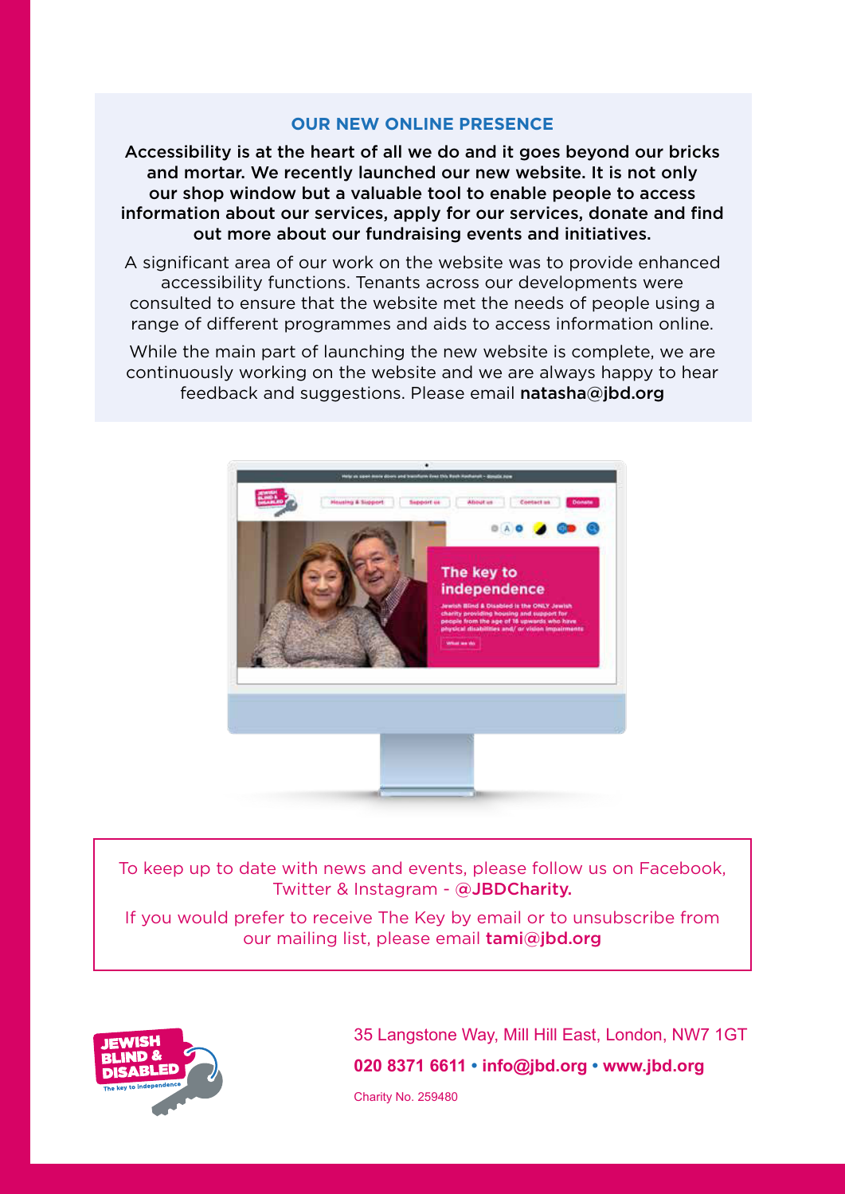## OUR NEW ONLINE PRESENCE

**Accessibility is at the heart of all we do and it goes beyond our bricks and mortar. We recently launched our new website. It is not only our shop window but a valuable tool to enable people to access information about our services, apply for our services, donate and find out more about our fundraising events and initiatives.**

A significant area of our work on the website was to provide enhanced accessibility functions. Tenants across our developments were consulted to ensure that the website met the needs of people using a range of different programmes and aids to access information online.

While the main part of launching the new website is complete, we are continuously working on the website and we are always happy to hear feedback and suggestions. Please email **natasha@jbd.org**

To keep up to date with news and events, please follow us on Facebook, Twitter & Instagram - **@JBDCharity.**

If you would prefer to receive The Key by email or to unsubscribe from our mailing list, please email **tami@jbd.org**

35 Langstone Way, Mill Hill East, London, NW7 1GT

**020 8371 6611 • info@jbd.org • www.jbd.org**

Charity No. 259480